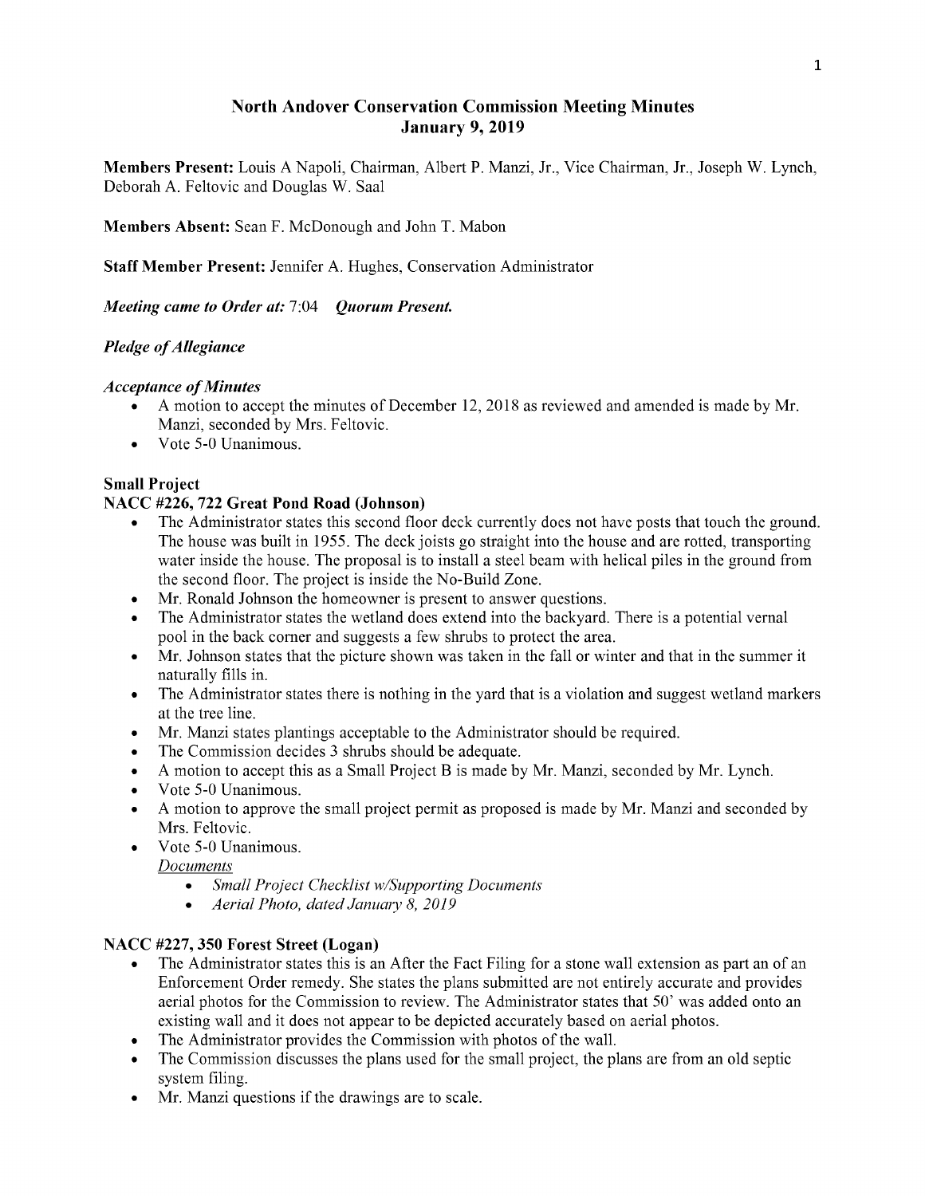# North Andover Conservation Commission Meeting Minutes
## January 9, 2019

**Members Present:** Louis A Napoli, Chairman, Albert P. Manzi, Jr., Vice Chairman, Jr., Joseph W. Lynch, Deborah A. Feltovic and Douglas W. Saal

**Members Absent:** Sean F. McDonough and John T. Mabon

**Staff Member Present:** Jennifer A. Hughes, Conservation Administrator

***Meeting came to Order at:*** 7:04 ***Quorum Present.***

***Pledge of Allegiance***

***Acceptance of Minutes***

- A motion to accept the minutes of December 12, 2018 as reviewed and amended is made by Mr. Manzi, seconded by Mrs. Feltovic.
- Vote 5-0 Unanimous.

**Small Project**

**NACC #226, 722 Great Pond Road (Johnson)**

- The Administrator states this second floor deck currently does not have posts that touch the ground. The house was built in 1955. The deck joists go straight into the house and are rotted, transporting water inside the house. The proposal is to install a steel beam with helical piles in the ground from the second floor. The project is inside the No-Build Zone.
- Mr. Ronald Johnson the homeowner is present to answer questions.
- The Administrator states the wetland does extend into the backyard. There is a potential vernal pool in the back corner and suggests a few shrubs to protect the area.
- Mr. Johnson states that the picture shown was taken in the fall or winter and that in the summer it naturally fills in.
- The Administrator states there is nothing in the yard that is a violation and suggest wetland markers at the tree line.
- Mr. Manzi states plantings acceptable to the Administrator should be required.
- The Commission decides 3 shrubs should be adequate.
- A motion to accept this as a Small Project B is made by Mr. Manzi, seconded by Mr. Lynch.
- Vote 5-0 Unanimous.
- A motion to approve the small project permit as proposed is made by Mr. Manzi and seconded by Mrs. Feltovic.
- Vote 5-0 Unanimous.

  *Documents*
  - *Small Project Checklist w/Supporting Documents*
  - *Aerial Photo, dated January 8, 2019*

**NACC #227, 350 Forest Street (Logan)**

- The Administrator states this is an After the Fact Filing for a stone wall extension as part an of an Enforcement Order remedy. She states the plans submitted are not entirely accurate and provides aerial photos for the Commission to review. The Administrator states that 50' was added onto an existing wall and it does not appear to be depicted accurately based on aerial photos.
- The Administrator provides the Commission with photos of the wall.
- The Commission discusses the plans used for the small project, the plans are from an old septic system filing.
- Mr. Manzi questions if the drawings are to scale.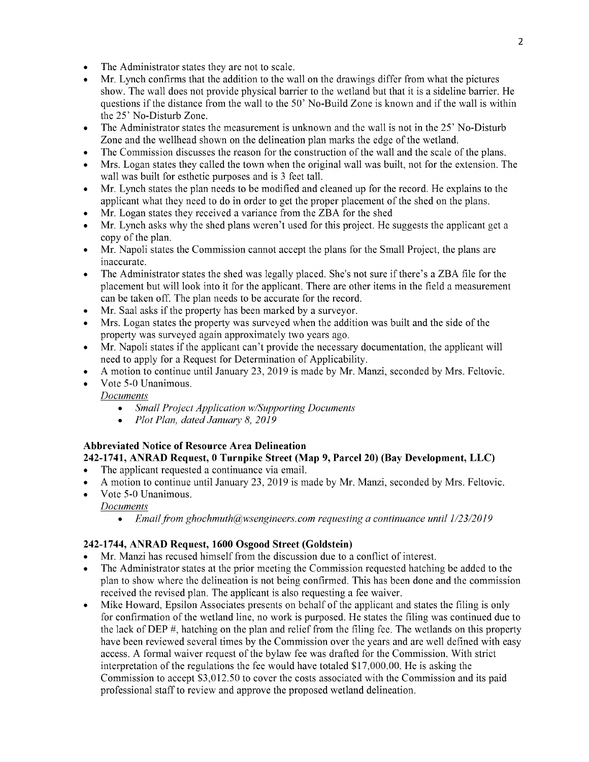- The Administrator states they are not to scale.
- Mr. Lynch confirms that the addition to the wall on the drawings differ from what the pictures show. The wall does not provide physical barrier to the wetland but that it is a sideline barrier. He questions if the distance from the wall to the 50' No-Build Zone is known and if the wall is within the 25' No-Disturb Zone.
- The Administrator states the measurement is unknown and the wall is not in the 25' No-Disturb Zone and the wellhead shown on the delineation plan marks the edge of the wetland.
- The Commission discusses the reason for the construction of the wall and the scale of the plans.
- Mrs. Logan states they called the town when the original wall was built, not for the extension. The wall was built for esthetic purposes and is 3 feet tall.
- Mr. Lynch states the plan needs to be modified and cleaned up for the record. He explains to the applicant what they need to do in order to get the proper placement of the shed on the plans.
- Mr. Logan states they received a variance from the ZBA for the shed
- Mr. Lynch asks why the shed plans weren't used for this project. He suggests the applicant get a copy of the plan.
- Mr. Napoli states the Commission cannot accept the plans for the Small Project, the plans are inaccurate.
- The Administrator states the shed was legally placed. She's not sure if there's a ZBA file for the placement but will look into it for the applicant. There are other items in the field a measurement can be taken off. The plan needs to be accurate for the record.
- Mr. Saal asks if the property has been marked by a surveyor.
- Mrs. Logan states the property was surveyed when the addition was built and the side of the property was surveyed again approximately two years ago.
- Mr. Napoli states if the applicant can't provide the necessary documentation, the applicant will need to apply for a Request for Determination of Applicability.
- A motion to continue until January 23, 2019 is made by Mr. Manzi, seconded by Mrs. Feltovic.
- Vote 5-0 Unanimous.

  *Documents*
  - *Small Project Application w/Supporting Documents*
  - *Plot Plan, dated January 8, 2019*

**Abbreviated Notice of Resource Area Delineation**

**242-1741, ANRAD Request, 0 Turnpike Street (Map 9, Parcel 20) (Bay Development, LLC)**

- The applicant requested a continuance via email.
- A motion to continue until January 23, 2019 is made by Mr. Manzi, seconded by Mrs. Feltovic.
- Vote 5-0 Unanimous.

  *Documents*
  - *Email from ghochmuth@wsengineers.com requesting a continuance until 1/23/2019*

**242-1744, ANRAD Request, 1600 Osgood Street (Goldstein)**

- Mr. Manzi has recused himself from the discussion due to a conflict of interest.
- The Administrator states at the prior meeting the Commission requested hatching be added to the plan to show where the delineation is not being confirmed. This has been done and the commission received the revised plan. The applicant is also requesting a fee waiver.
- Mike Howard, Epsilon Associates presents on behalf of the applicant and states the filing is only for confirmation of the wetland line, no work is purposed. He states the filing was continued due to the lack of DEP #, hatching on the plan and relief from the filing fee. The wetlands on this property have been reviewed several times by the Commission over the years and are well defined with easy access. A formal waiver request of the bylaw fee was drafted for the Commission. With strict interpretation of the regulations the fee would have totaled $17,000.00. He is asking the Commission to accept $3,012.50 to cover the costs associated with the Commission and its paid professional staff to review and approve the proposed wetland delineation.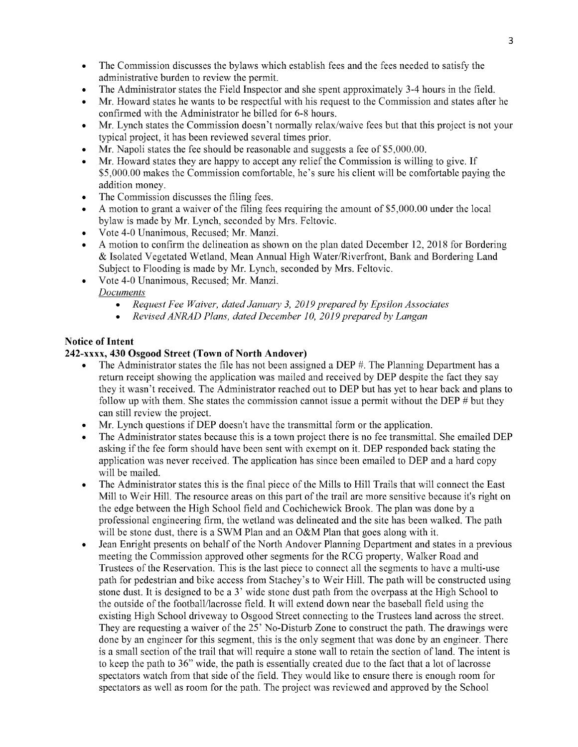- The Commission discusses the bylaws which establish fees and the fees needed to satisfy the administrative burden to review the permit.
- The Administrator states the Field Inspector and she spent approximately 3-4 hours in the field.
- Mr. Howard states he wants to be respectful with his request to the Commission and states after he confirmed with the Administrator he billed for 6-8 hours.
- Mr. Lynch states the Commission doesn't normally relax/waive fees but that this project is not your typical project, it has been reviewed several times prior.
- Mr. Napoli states the fee should be reasonable and suggests a fee of $5,000.00.
- Mr. Howard states they are happy to accept any relief the Commission is willing to give. If $5,000.00 makes the Commission comfortable, he's sure his client will be comfortable paying the addition money.
- The Commission discusses the filing fees.
- A motion to grant a waiver of the filing fees requiring the amount of $5,000.00 under the local bylaw is made by Mr. Lynch, seconded by Mrs. Feltovic.
- Vote 4-0 Unanimous, Recused; Mr. Manzi.
- A motion to confirm the delineation as shown on the plan dated December 12, 2018 for Bordering & Isolated Vegetated Wetland, Mean Annual High Water/Riverfront, Bank and Bordering Land Subject to Flooding is made by Mr. Lynch, seconded by Mrs. Feltovic.
- Vote 4-0 Unanimous, Recused; Mr. Manzi.

  *Documents*
  - *Request Fee Waiver, dated January 3, 2019 prepared by Epsilon Associates*
  - *Revised ANRAD Plans, dated December 10, 2019 prepared by Langan*

**Notice of Intent**

**242-xxxx, 430 Osgood Street (Town of North Andover)**

- The Administrator states the file has not been assigned a DEP #. The Planning Department has a return receipt showing the application was mailed and received by DEP despite the fact they say they it wasn't received. The Administrator reached out to DEP but has yet to hear back and plans to follow up with them. She states the commission cannot issue a permit without the DEP # but they can still review the project.
- Mr. Lynch questions if DEP doesn't have the transmittal form or the application.
- The Administrator states because this is a town project there is no fee transmittal. She emailed DEP asking if the fee form should have been sent with exempt on it. DEP responded back stating the application was never received. The application has since been emailed to DEP and a hard copy will be mailed.
- The Administrator states this is the final piece of the Mills to Hill Trails that will connect the East Mill to Weir Hill. The resource areas on this part of the trail are more sensitive because it's right on the edge between the High School field and Cochichewick Brook. The plan was done by a professional engineering firm, the wetland was delineated and the site has been walked. The path will be stone dust, there is a SWM Plan and an O&M Plan that goes along with it.
- Jean Enright presents on behalf of the North Andover Planning Department and states in a previous meeting the Commission approved other segments for the RCG property, Walker Road and Trustees of the Reservation. This is the last piece to connect all the segments to have a multi-use path for pedestrian and bike access from Stachey's to Weir Hill. The path will be constructed using stone dust. It is designed to be a 3' wide stone dust path from the overpass at the High School to the outside of the football/lacrosse field. It will extend down near the baseball field using the existing High School driveway to Osgood Street connecting to the Trustees land across the street. They are requesting a waiver of the 25' No-Disturb Zone to construct the path. The drawings were done by an engineer for this segment, this is the only segment that was done by an engineer. There is a small section of the trail that will require a stone wall to retain the section of land. The intent is to keep the path to 36" wide, the path is essentially created due to the fact that a lot of lacrosse spectators watch from that side of the field. They would like to ensure there is enough room for spectators as well as room for the path. The project was reviewed and approved by the School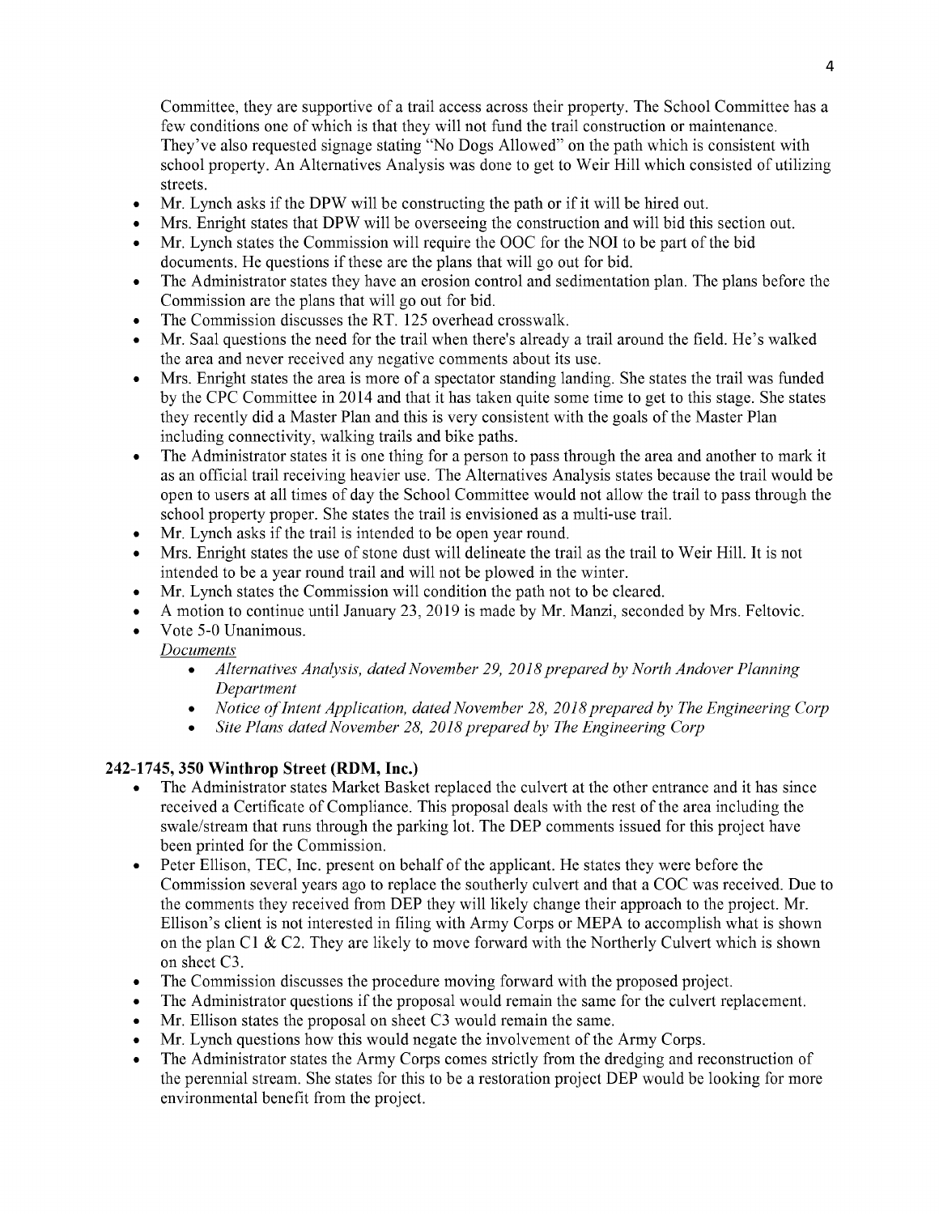Committee, they are supportive of a trail access across their property. The School Committee has a few conditions one of which is that they will not fund the trail construction or maintenance. They've also requested signage stating "No Dogs Allowed" on the path which is consistent with school property. An Alternatives Analysis was done to get to Weir Hill which consisted of utilizing streets.

- Mr. Lynch asks if the DPW will be constructing the path or if it will be hired out.
- Mrs. Enright states that DPW will be overseeing the construction and will bid this section out.
- Mr. Lynch states the Commission will require the OOC for the NOI to be part of the bid documents. He questions if these are the plans that will go out for bid.
- The Administrator states they have an erosion control and sedimentation plan. The plans before the Commission are the plans that will go out for bid.
- The Commission discusses the RT. 125 overhead crosswalk.
- Mr. Saal questions the need for the trail when there's already a trail around the field. He's walked the area and never received any negative comments about its use.
- Mrs. Enright states the area is more of a spectator standing landing. She states the trail was funded by the CPC Committee in 2014 and that it has taken quite some time to get to this stage. She states they recently did a Master Plan and this is very consistent with the goals of the Master Plan including connectivity, walking trails and bike paths.
- The Administrator states it is one thing for a person to pass through the area and another to mark it as an official trail receiving heavier use. The Alternatives Analysis states because the trail would be open to users at all times of day the School Committee would not allow the trail to pass through the school property proper. She states the trail is envisioned as a multi-use trail.
- Mr. Lynch asks if the trail is intended to be open year round.
- Mrs. Enright states the use of stone dust will delineate the trail as the trail to Weir Hill. It is not intended to be a year round trail and will not be plowed in the winter.
- Mr. Lynch states the Commission will condition the path not to be cleared.
- A motion to continue until January 23, 2019 is made by Mr. Manzi, seconded by Mrs. Feltovic.
- Vote 5-0 Unanimous.

*Documents*

- *Alternatives Analysis, dated November 29, 2018 prepared by North Andover Planning Department*
- *Notice of Intent Application, dated November 28, 2018 prepared by The Engineering Corp*
- *Site Plans dated November 28, 2018 prepared by The Engineering Corp*

**242-1745, 350 Winthrop Street (RDM, Inc.)**

- The Administrator states Market Basket replaced the culvert at the other entrance and it has since received a Certificate of Compliance. This proposal deals with the rest of the area including the swale/stream that runs through the parking lot. The DEP comments issued for this project have been printed for the Commission.
- Peter Ellison, TEC, Inc. present on behalf of the applicant. He states they were before the Commission several years ago to replace the southerly culvert and that a COC was received. Due to the comments they received from DEP they will likely change their approach to the project. Mr. Ellison's client is not interested in filing with Army Corps or MEPA to accomplish what is shown on the plan C1 & C2. They are likely to move forward with the Northerly Culvert which is shown on sheet C3.
- The Commission discusses the procedure moving forward with the proposed project.
- The Administrator questions if the proposal would remain the same for the culvert replacement.
- Mr. Ellison states the proposal on sheet C3 would remain the same.
- Mr. Lynch questions how this would negate the involvement of the Army Corps.
- The Administrator states the Army Corps comes strictly from the dredging and reconstruction of the perennial stream. She states for this to be a restoration project DEP would be looking for more environmental benefit from the project.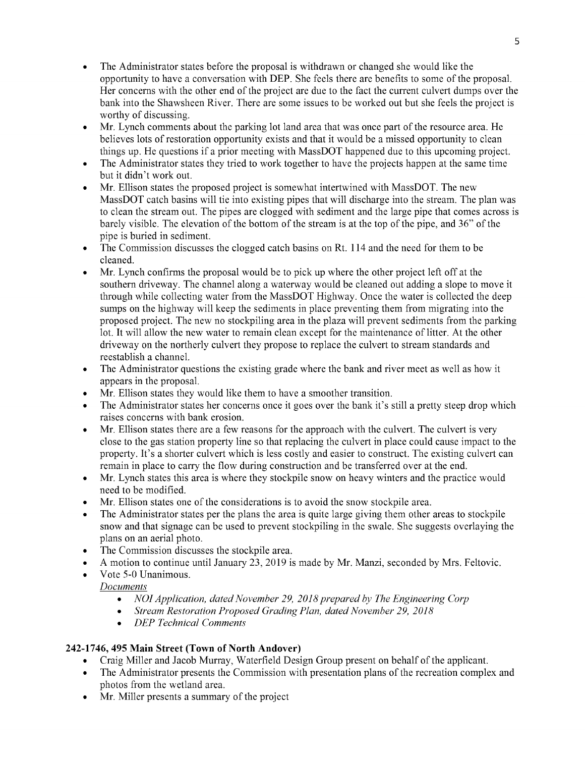- The Administrator states before the proposal is withdrawn or changed she would like the opportunity to have a conversation with DEP. She feels there are benefits to some of the proposal. Her concerns with the other end of the project are due to the fact the current culvert dumps over the bank into the Shawsheen River. There are some issues to be worked out but she feels the project is worthy of discussing.
- Mr. Lynch comments about the parking lot land area that was once part of the resource area. He believes lots of restoration opportunity exists and that it would be a missed opportunity to clean things up. He questions if a prior meeting with MassDOT happened due to this upcoming project.
- The Administrator states they tried to work together to have the projects happen at the same time but it didn't work out.
- Mr. Ellison states the proposed project is somewhat intertwined with MassDOT. The new MassDOT catch basins will tie into existing pipes that will discharge into the stream. The plan was to clean the stream out. The pipes are clogged with sediment and the large pipe that comes across is barely visible. The elevation of the bottom of the stream is at the top of the pipe, and 36" of the pipe is buried in sediment.
- The Commission discusses the clogged catch basins on Rt. 114 and the need for them to be cleaned.
- Mr. Lynch confirms the proposal would be to pick up where the other project left off at the southern driveway. The channel along a waterway would be cleaned out adding a slope to move it through while collecting water from the MassDOT Highway. Once the water is collected the deep sumps on the highway will keep the sediments in place preventing them from migrating into the proposed project. The new no stockpiling area in the plaza will prevent sediments from the parking lot. It will allow the new water to remain clean except for the maintenance of litter. At the other driveway on the northerly culvert they propose to replace the culvert to stream standards and reestablish a channel.
- The Administrator questions the existing grade where the bank and river meet as well as how it appears in the proposal.
- Mr. Ellison states they would like them to have a smoother transition.
- The Administrator states her concerns once it goes over the bank it's still a pretty steep drop which raises concerns with bank erosion.
- Mr. Ellison states there are a few reasons for the approach with the culvert. The culvert is very close to the gas station property line so that replacing the culvert in place could cause impact to the property. It's a shorter culvert which is less costly and easier to construct. The existing culvert can remain in place to carry the flow during construction and be transferred over at the end.
- Mr. Lynch states this area is where they stockpile snow on heavy winters and the practice would need to be modified.
- Mr. Ellison states one of the considerations is to avoid the snow stockpile area.
- The Administrator states per the plans the area is quite large giving them other areas to stockpile snow and that signage can be used to prevent stockpiling in the swale. She suggests overlaying the plans on an aerial photo.
- The Commission discusses the stockpile area.
- A motion to continue until January 23, 2019 is made by Mr. Manzi, seconded by Mrs. Feltovic.
- Vote 5-0 Unanimous.

  *Documents*
  - *NOI Application, dated November 29, 2018 prepared by The Engineering Corp*
  - *Stream Restoration Proposed Grading Plan, dated November 29, 2018*
  - *DEP Technical Comments*

**242-1746, 495 Main Street (Town of North Andover)**

- Craig Miller and Jacob Murray, Waterfield Design Group present on behalf of the applicant.
- The Administrator presents the Commission with presentation plans of the recreation complex and photos from the wetland area.
- Mr. Miller presents a summary of the project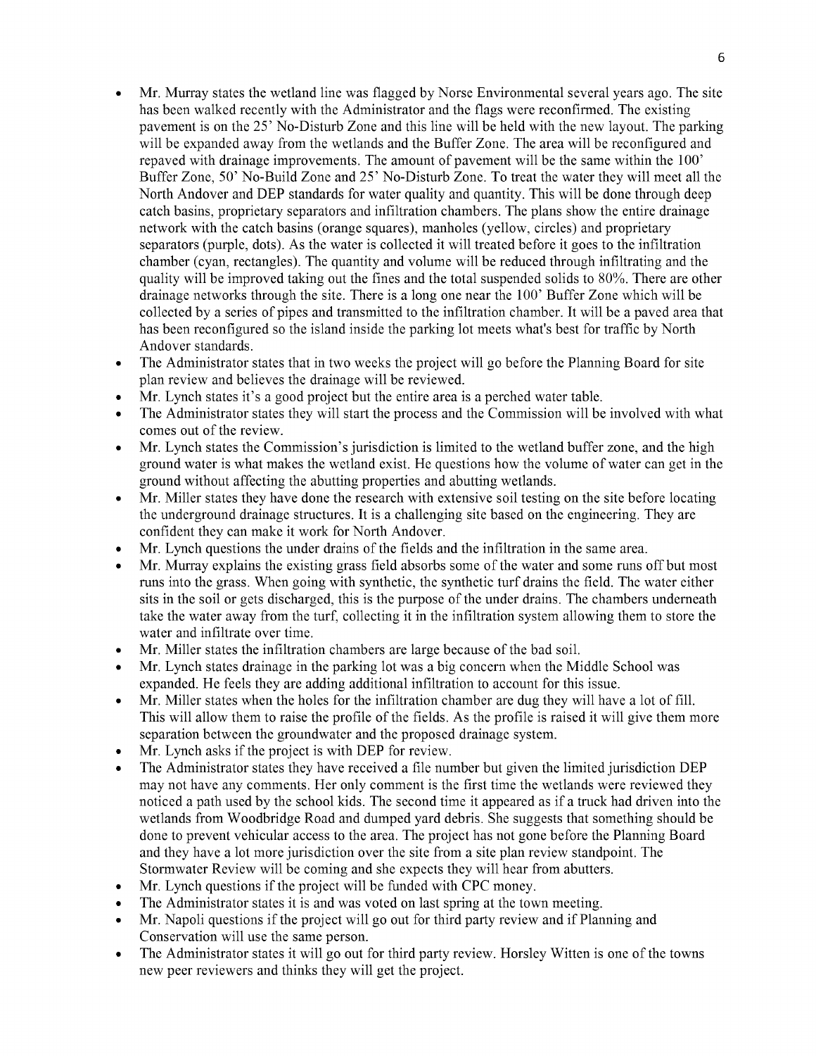- Mr. Murray states the wetland line was flagged by Norse Environmental several years ago. The site has been walked recently with the Administrator and the flags were reconfirmed. The existing pavement is on the 25' No-Disturb Zone and this line will be held with the new layout. The parking will be expanded away from the wetlands and the Buffer Zone. The area will be reconfigured and repaved with drainage improvements. The amount of pavement will be the same within the 100' Buffer Zone, 50' No-Build Zone and 25' No-Disturb Zone. To treat the water they will meet all the North Andover and DEP standards for water quality and quantity. This will be done through deep catch basins, proprietary separators and infiltration chambers. The plans show the entire drainage network with the catch basins (orange squares), manholes (yellow, circles) and proprietary separators (purple, dots). As the water is collected it will treated before it goes to the infiltration chamber (cyan, rectangles). The quantity and volume will be reduced through infiltrating and the quality will be improved taking out the fines and the total suspended solids to 80%. There are other drainage networks through the site. There is a long one near the 100' Buffer Zone which will be collected by a series of pipes and transmitted to the infiltration chamber. It will be a paved area that has been reconfigured so the island inside the parking lot meets what's best for traffic by North Andover standards.
- The Administrator states that in two weeks the project will go before the Planning Board for site plan review and believes the drainage will be reviewed.
- Mr. Lynch states it's a good project but the entire area is a perched water table.
- The Administrator states they will start the process and the Commission will be involved with what comes out of the review.
- Mr. Lynch states the Commission's jurisdiction is limited to the wetland buffer zone, and the high ground water is what makes the wetland exist. He questions how the volume of water can get in the ground without affecting the abutting properties and abutting wetlands.
- Mr. Miller states they have done the research with extensive soil testing on the site before locating the underground drainage structures. It is a challenging site based on the engineering. They are confident they can make it work for North Andover.
- Mr. Lynch questions the under drains of the fields and the infiltration in the same area.
- Mr. Murray explains the existing grass field absorbs some of the water and some runs off but most runs into the grass. When going with synthetic, the synthetic turf drains the field. The water either sits in the soil or gets discharged, this is the purpose of the under drains. The chambers underneath take the water away from the turf, collecting it in the infiltration system allowing them to store the water and infiltrate over time.
- Mr. Miller states the infiltration chambers are large because of the bad soil.
- Mr. Lynch states drainage in the parking lot was a big concern when the Middle School was expanded. He feels they are adding additional infiltration to account for this issue.
- Mr. Miller states when the holes for the infiltration chamber are dug they will have a lot of fill. This will allow them to raise the profile of the fields. As the profile is raised it will give them more separation between the groundwater and the proposed drainage system.
- Mr. Lynch asks if the project is with DEP for review.
- The Administrator states they have received a file number but given the limited jurisdiction DEP may not have any comments. Her only comment is the first time the wetlands were reviewed they noticed a path used by the school kids. The second time it appeared as if a truck had driven into the wetlands from Woodbridge Road and dumped yard debris. She suggests that something should be done to prevent vehicular access to the area. The project has not gone before the Planning Board and they have a lot more jurisdiction over the site from a site plan review standpoint. The Stormwater Review will be coming and she expects they will hear from abutters.
- Mr. Lynch questions if the project will be funded with CPC money.
- The Administrator states it is and was voted on last spring at the town meeting.
- Mr. Napoli questions if the project will go out for third party review and if Planning and Conservation will use the same person.
- The Administrator states it will go out for third party review. Horsley Witten is one of the towns new peer reviewers and thinks they will get the project.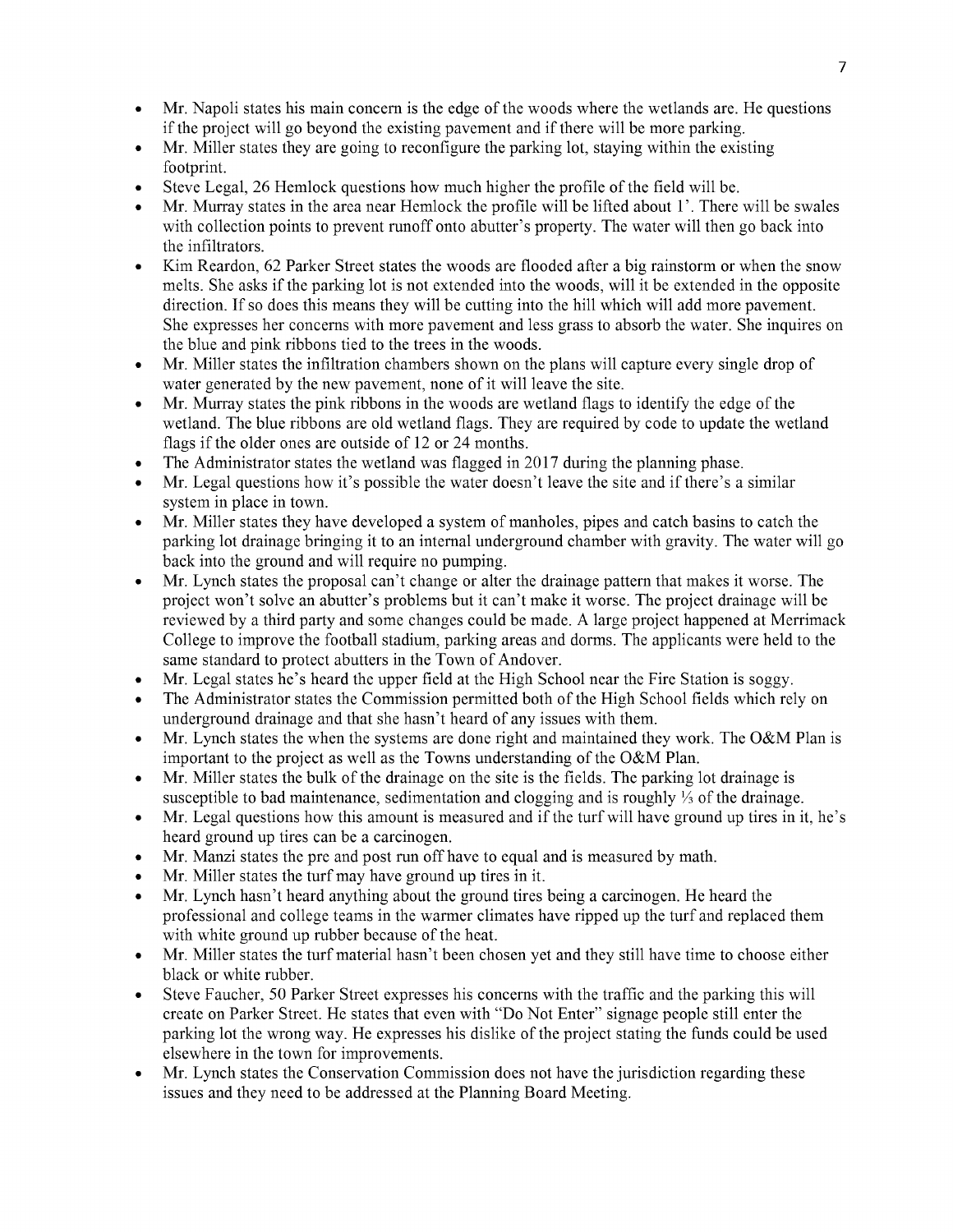- Mr. Napoli states his main concern is the edge of the woods where the wetlands are. He questions if the project will go beyond the existing pavement and if there will be more parking.
- Mr. Miller states they are going to reconfigure the parking lot, staying within the existing footprint.
- Steve Legal, 26 Hemlock questions how much higher the profile of the field will be.
- Mr. Murray states in the area near Hemlock the profile will be lifted about 1'. There will be swales with collection points to prevent runoff onto abutter's property. The water will then go back into the infiltrators.
- Kim Reardon, 62 Parker Street states the woods are flooded after a big rainstorm or when the snow melts. She asks if the parking lot is not extended into the woods, will it be extended in the opposite direction. If so does this means they will be cutting into the hill which will add more pavement. She expresses her concerns with more pavement and less grass to absorb the water. She inquires on the blue and pink ribbons tied to the trees in the woods.
- Mr. Miller states the infiltration chambers shown on the plans will capture every single drop of water generated by the new pavement, none of it will leave the site.
- Mr. Murray states the pink ribbons in the woods are wetland flags to identify the edge of the wetland. The blue ribbons are old wetland flags. They are required by code to update the wetland flags if the older ones are outside of 12 or 24 months.
- The Administrator states the wetland was flagged in 2017 during the planning phase.
- Mr. Legal questions how it's possible the water doesn't leave the site and if there's a similar system in place in town.
- Mr. Miller states they have developed a system of manholes, pipes and catch basins to catch the parking lot drainage bringing it to an internal underground chamber with gravity. The water will go back into the ground and will require no pumping.
- Mr. Lynch states the proposal can't change or alter the drainage pattern that makes it worse. The project won't solve an abutter's problems but it can't make it worse. The project drainage will be reviewed by a third party and some changes could be made. A large project happened at Merrimack College to improve the football stadium, parking areas and dorms. The applicants were held to the same standard to protect abutters in the Town of Andover.
- Mr. Legal states he's heard the upper field at the High School near the Fire Station is soggy.
- The Administrator states the Commission permitted both of the High School fields which rely on underground drainage and that she hasn't heard of any issues with them.
- Mr. Lynch states the when the systems are done right and maintained they work. The O&M Plan is important to the project as well as the Towns understanding of the O&M Plan.
- Mr. Miller states the bulk of the drainage on the site is the fields. The parking lot drainage is susceptible to bad maintenance, sedimentation and clogging and is roughly ⅓ of the drainage.
- Mr. Legal questions how this amount is measured and if the turf will have ground up tires in it, he's heard ground up tires can be a carcinogen.
- Mr. Manzi states the pre and post run off have to equal and is measured by math.
- Mr. Miller states the turf may have ground up tires in it.
- Mr. Lynch hasn't heard anything about the ground tires being a carcinogen. He heard the professional and college teams in the warmer climates have ripped up the turf and replaced them with white ground up rubber because of the heat.
- Mr. Miller states the turf material hasn't been chosen yet and they still have time to choose either black or white rubber.
- Steve Faucher, 50 Parker Street expresses his concerns with the traffic and the parking this will create on Parker Street. He states that even with "Do Not Enter" signage people still enter the parking lot the wrong way. He expresses his dislike of the project stating the funds could be used elsewhere in the town for improvements.
- Mr. Lynch states the Conservation Commission does not have the jurisdiction regarding these issues and they need to be addressed at the Planning Board Meeting.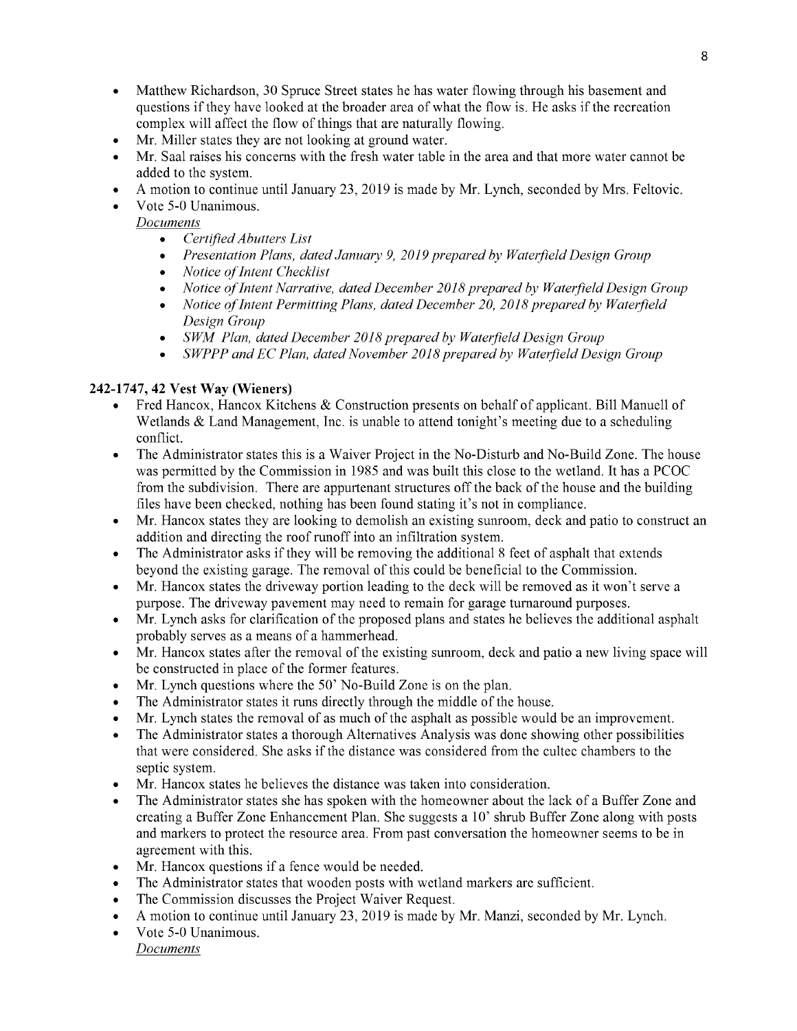- Matthew Richardson, 30 Spruce Street states he has water flowing through his basement and questions if they have looked at the broader area of what the flow is. He asks if the recreation complex will affect the flow of things that are naturally flowing.
- Mr. Miller states they are not looking at ground water.
- Mr. Saal raises his concerns with the fresh water table in the area and that more water cannot be added to the system.
- A motion to continue until January 23, 2019 is made by Mr. Lynch, seconded by Mrs. Feltovic.
- Vote 5-0 Unanimous.

  *Documents*
  - *Certified Abutters List*
  - *Presentation Plans, dated January 9, 2019 prepared by Waterfield Design Group*
  - *Notice of Intent Checklist*
  - *Notice of Intent Narrative, dated December 2018 prepared by Waterfield Design Group*
  - *Notice of Intent Permitting Plans, dated December 20, 2018 prepared by Waterfield Design Group*
  - *SWM Plan, dated December 2018 prepared by Waterfield Design Group*
  - *SWPPP and EC Plan, dated November 2018 prepared by Waterfield Design Group*

**242-1747, 42 Vest Way (Wieners)**

- Fred Hancox, Hancox Kitchens & Construction presents on behalf of applicant. Bill Manuell of Wetlands & Land Management, Inc. is unable to attend tonight's meeting due to a scheduling conflict.
- The Administrator states this is a Waiver Project in the No-Disturb and No-Build Zone. The house was permitted by the Commission in 1985 and was built this close to the wetland. It has a PCOC from the subdivision. There are appurtenant structures off the back of the house and the building files have been checked, nothing has been found stating it's not in compliance.
- Mr. Hancox states they are looking to demolish an existing sunroom, deck and patio to construct an addition and directing the roof runoff into an infiltration system.
- The Administrator asks if they will be removing the additional 8 feet of asphalt that extends beyond the existing garage. The removal of this could be beneficial to the Commission.
- Mr. Hancox states the driveway portion leading to the deck will be removed as it won't serve a purpose. The driveway pavement may need to remain for garage turnaround purposes.
- Mr. Lynch asks for clarification of the proposed plans and states he believes the additional asphalt probably serves as a means of a hammerhead.
- Mr. Hancox states after the removal of the existing sunroom, deck and patio a new living space will be constructed in place of the former features.
- Mr. Lynch questions where the 50' No-Build Zone is on the plan.
- The Administrator states it runs directly through the middle of the house.
- Mr. Lynch states the removal of as much of the asphalt as possible would be an improvement.
- The Administrator states a thorough Alternatives Analysis was done showing other possibilities that were considered. She asks if the distance was considered from the cultec chambers to the septic system.
- Mr. Hancox states he believes the distance was taken into consideration.
- The Administrator states she has spoken with the homeowner about the lack of a Buffer Zone and creating a Buffer Zone Enhancement Plan. She suggests a 10' shrub Buffer Zone along with posts and markers to protect the resource area. From past conversation the homeowner seems to be in agreement with this.
- Mr. Hancox questions if a fence would be needed.
- The Administrator states that wooden posts with wetland markers are sufficient.
- The Commission discusses the Project Waiver Request.
- A motion to continue until January 23, 2019 is made by Mr. Manzi, seconded by Mr. Lynch.
- Vote 5-0 Unanimous.

  *Documents*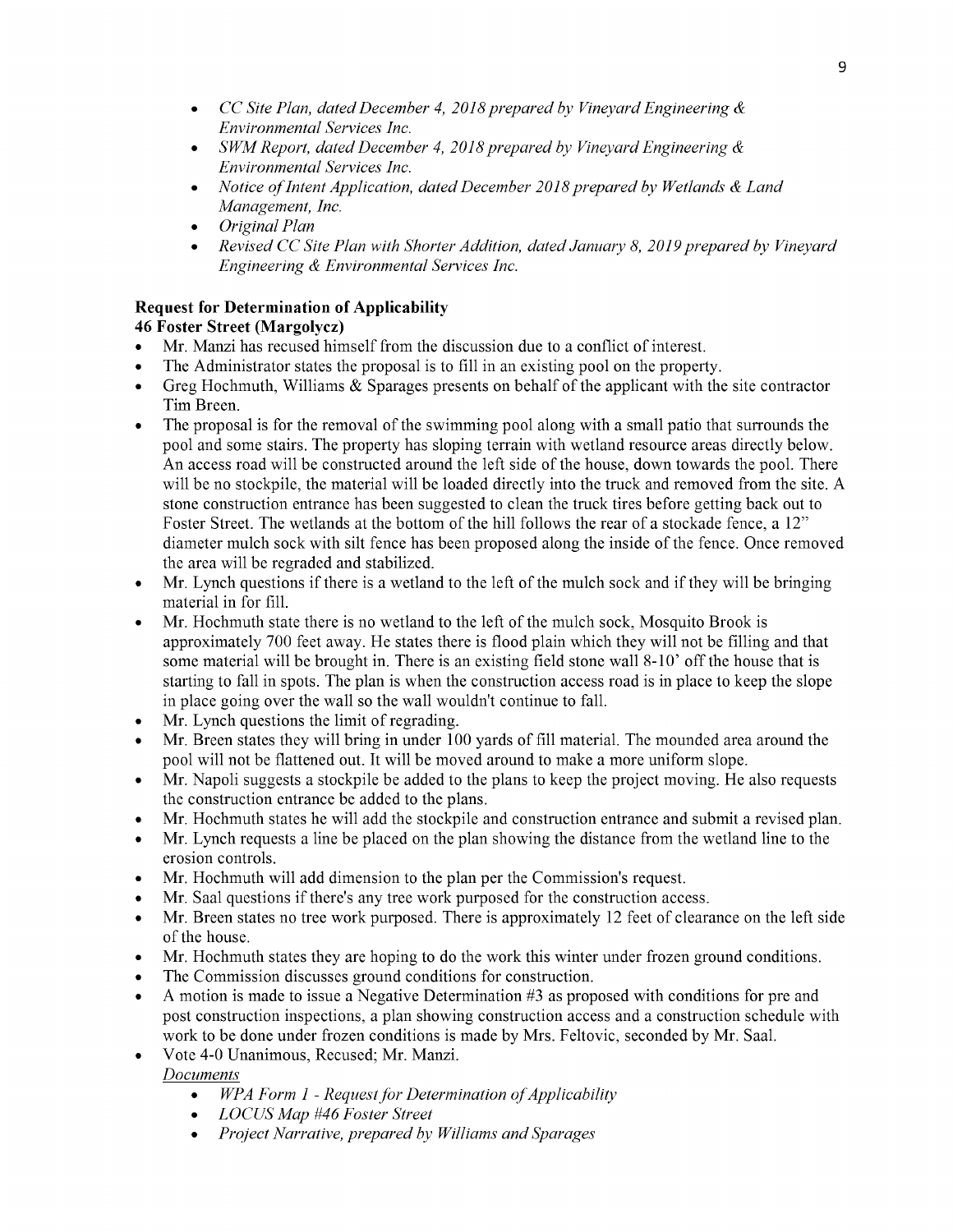- *CC Site Plan, dated December 4, 2018 prepared by Vineyard Engineering & Environmental Services Inc.*
- *SWM Report, dated December 4, 2018 prepared by Vineyard Engineering & Environmental Services Inc.*
- *Notice of Intent Application, dated December 2018 prepared by Wetlands & Land Management, Inc.*
- *Original Plan*
- *Revised CC Site Plan with Shorter Addition, dated January 8, 2019 prepared by Vineyard Engineering & Environmental Services Inc.*

**Request for Determination of Applicability**
**46 Foster Street (Margolycz)**

- Mr. Manzi has recused himself from the discussion due to a conflict of interest.
- The Administrator states the proposal is to fill in an existing pool on the property.
- Greg Hochmuth, Williams & Sparages presents on behalf of the applicant with the site contractor Tim Breen.
- The proposal is for the removal of the swimming pool along with a small patio that surrounds the pool and some stairs. The property has sloping terrain with wetland resource areas directly below. An access road will be constructed around the left side of the house, down towards the pool. There will be no stockpile, the material will be loaded directly into the truck and removed from the site. A stone construction entrance has been suggested to clean the truck tires before getting back out to Foster Street. The wetlands at the bottom of the hill follows the rear of a stockade fence, a 12" diameter mulch sock with silt fence has been proposed along the inside of the fence. Once removed the area will be regraded and stabilized.
- Mr. Lynch questions if there is a wetland to the left of the mulch sock and if they will be bringing material in for fill.
- Mr. Hochmuth state there is no wetland to the left of the mulch sock, Mosquito Brook is approximately 700 feet away. He states there is flood plain which they will not be filling and that some material will be brought in. There is an existing field stone wall 8-10' off the house that is starting to fall in spots. The plan is when the construction access road is in place to keep the slope in place going over the wall so the wall wouldn't continue to fall.
- Mr. Lynch questions the limit of regrading.
- Mr. Breen states they will bring in under 100 yards of fill material. The mounded area around the pool will not be flattened out. It will be moved around to make a more uniform slope.
- Mr. Napoli suggests a stockpile be added to the plans to keep the project moving. He also requests the construction entrance be added to the plans.
- Mr. Hochmuth states he will add the stockpile and construction entrance and submit a revised plan.
- Mr. Lynch requests a line be placed on the plan showing the distance from the wetland line to the erosion controls.
- Mr. Hochmuth will add dimension to the plan per the Commission's request.
- Mr. Saal questions if there's any tree work purposed for the construction access.
- Mr. Breen states no tree work purposed. There is approximately 12 feet of clearance on the left side of the house.
- Mr. Hochmuth states they are hoping to do the work this winter under frozen ground conditions.
- The Commission discusses ground conditions for construction.
- A motion is made to issue a Negative Determination #3 as proposed with conditions for pre and post construction inspections, a plan showing construction access and a construction schedule with work to be done under frozen conditions is made by Mrs. Feltovic, seconded by Mr. Saal.
- Vote 4-0 Unanimous, Recused; Mr. Manzi.

  *Documents*
  - *WPA Form 1 - Request for Determination of Applicability*
  - *LOCUS Map #46 Foster Street*
  - *Project Narrative, prepared by Williams and Sparages*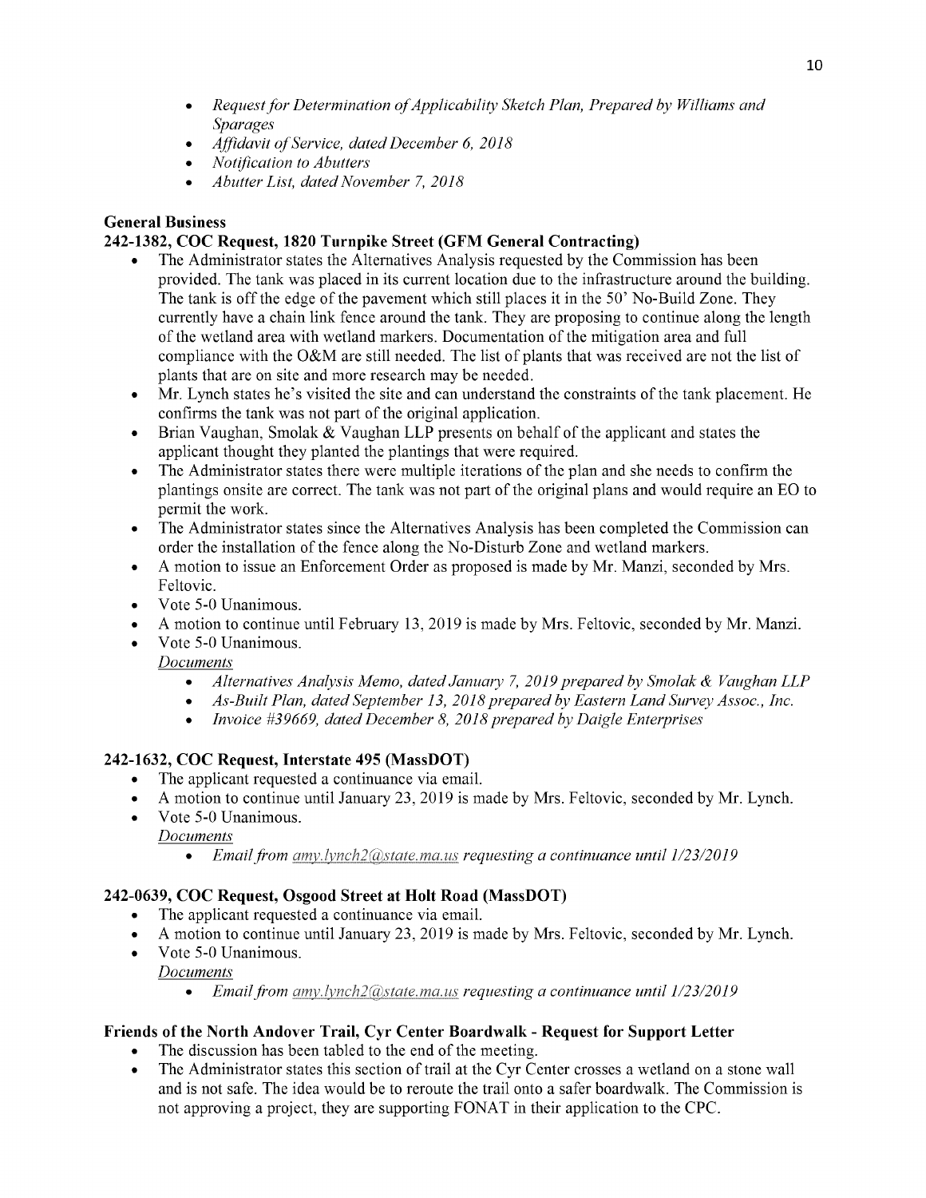- *Request for Determination of Applicability Sketch Plan, Prepared by Williams and Sparages*
- *Affidavit of Service, dated December 6, 2018*
- *Notification to Abutters*
- *Abutter List, dated November 7, 2018*

**General Business**

**242-1382, COC Request, 1820 Turnpike Street (GFM General Contracting)**

- The Administrator states the Alternatives Analysis requested by the Commission has been provided. The tank was placed in its current location due to the infrastructure around the building. The tank is off the edge of the pavement which still places it in the 50' No-Build Zone. They currently have a chain link fence around the tank. They are proposing to continue along the length of the wetland area with wetland markers. Documentation of the mitigation area and full compliance with the O&M are still needed. The list of plants that was received are not the list of plants that are on site and more research may be needed.
- Mr. Lynch states he's visited the site and can understand the constraints of the tank placement. He confirms the tank was not part of the original application.
- Brian Vaughan, Smolak & Vaughan LLP presents on behalf of the applicant and states the applicant thought they planted the plantings that were required.
- The Administrator states there were multiple iterations of the plan and she needs to confirm the plantings onsite are correct. The tank was not part of the original plans and would require an EO to permit the work.
- The Administrator states since the Alternatives Analysis has been completed the Commission can order the installation of the fence along the No-Disturb Zone and wetland markers.
- A motion to issue an Enforcement Order as proposed is made by Mr. Manzi, seconded by Mrs. Feltovic.
- Vote 5-0 Unanimous.
- A motion to continue until February 13, 2019 is made by Mrs. Feltovic, seconded by Mr. Manzi.
- Vote 5-0 Unanimous.

  *Documents*
  - *Alternatives Analysis Memo, dated January 7, 2019 prepared by Smolak & Vaughan LLP*
  - *As-Built Plan, dated September 13, 2018 prepared by Eastern Land Survey Assoc., Inc.*
  - *Invoice #39669, dated December 8, 2018 prepared by Daigle Enterprises*

**242-1632, COC Request, Interstate 495 (MassDOT)**

- The applicant requested a continuance via email.
- A motion to continue until January 23, 2019 is made by Mrs. Feltovic, seconded by Mr. Lynch.
- Vote 5-0 Unanimous.

  *Documents*
  - *Email from amy.lynch2@state.ma.us requesting a continuance until 1/23/2019*

**242-0639, COC Request, Osgood Street at Holt Road (MassDOT)**

- The applicant requested a continuance via email.
- A motion to continue until January 23, 2019 is made by Mrs. Feltovic, seconded by Mr. Lynch.
- Vote 5-0 Unanimous.

  *Documents*
  - *Email from amy.lynch2@state.ma.us requesting a continuance until 1/23/2019*

**Friends of the North Andover Trail, Cyr Center Boardwalk - Request for Support Letter**

- The discussion has been tabled to the end of the meeting.
- The Administrator states this section of trail at the Cyr Center crosses a wetland on a stone wall and is not safe. The idea would be to reroute the trail onto a safer boardwalk. The Commission is not approving a project, they are supporting FONAT in their application to the CPC.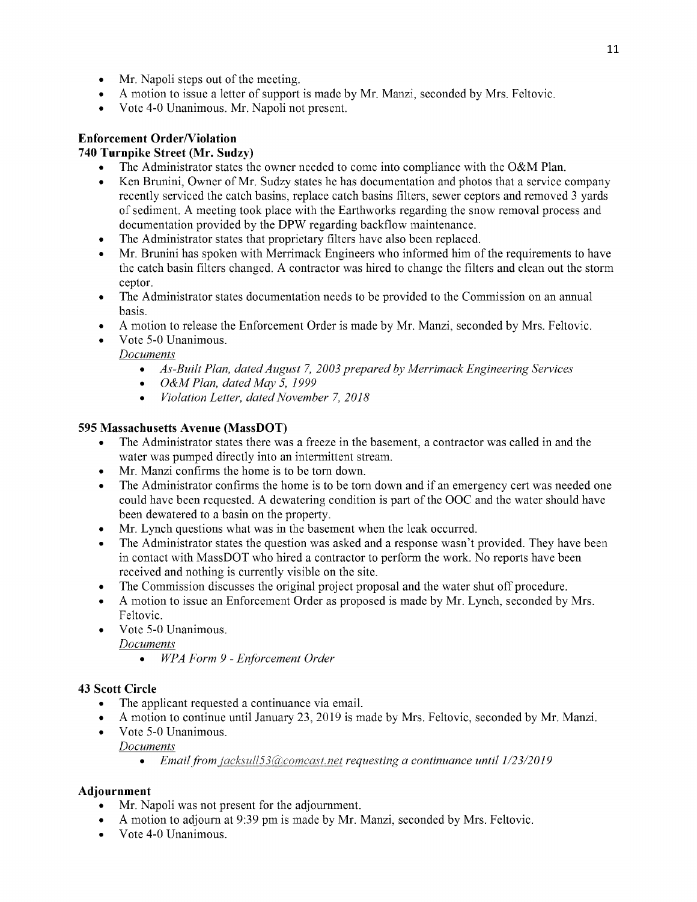- Mr. Napoli steps out of the meeting.
- A motion to issue a letter of support is made by Mr. Manzi, seconded by Mrs. Feltovic.
- Vote 4-0 Unanimous. Mr. Napoli not present.

## Enforcement Order/Violation

### 740 Turnpike Street (Mr. Sudzy)

- The Administrator states the owner needed to come into compliance with the O&M Plan.
- Ken Brunini, Owner of Mr. Sudzy states he has documentation and photos that a service company recently serviced the catch basins, replace catch basins filters, sewer ceptors and removed 3 yards of sediment. A meeting took place with the Earthworks regarding the snow removal process and documentation provided by the DPW regarding backflow maintenance.
- The Administrator states that proprietary filters have also been replaced.
- Mr. Brunini has spoken with Merrimack Engineers who informed him of the requirements to have the catch basin filters changed. A contractor was hired to change the filters and clean out the storm ceptor.
- The Administrator states documentation needs to be provided to the Commission on an annual basis.
- A motion to release the Enforcement Order is made by Mr. Manzi, seconded by Mrs. Feltovic.
- Vote 5-0 Unanimous.

  <u>*Documents*</u>
  - *As-Built Plan, dated August 7, 2003 prepared by Merrimack Engineering Services*
  - *O&M Plan, dated May 5, 1999*
  - *Violation Letter, dated November 7, 2018*

### 595 Massachusetts Avenue (MassDOT)

- The Administrator states there was a freeze in the basement, a contractor was called in and the water was pumped directly into an intermittent stream.
- Mr. Manzi confirms the home is to be torn down.
- The Administrator confirms the home is to be torn down and if an emergency cert was needed one could have been requested. A dewatering condition is part of the OOC and the water should have been dewatered to a basin on the property.
- Mr. Lynch questions what was in the basement when the leak occurred.
- The Administrator states the question was asked and a response wasn't provided. They have been in contact with MassDOT who hired a contractor to perform the work. No reports have been received and nothing is currently visible on the site.
- The Commission discusses the original project proposal and the water shut off procedure.
- A motion to issue an Enforcement Order as proposed is made by Mr. Lynch, seconded by Mrs. Feltovic.
- Vote 5-0 Unanimous.

  <u>*Documents*</u>
  - *WPA Form 9 - Enforcement Order*

### 43 Scott Circle

- The applicant requested a continuance via email.
- A motion to continue until January 23, 2019 is made by Mrs. Feltovic, seconded by Mr. Manzi.
- Vote 5-0 Unanimous.

  <u>*Documents*</u>
  - *Email from <u>jacksull53@comcast.net</u> requesting a continuance until 1/23/2019*

## Adjournment

- Mr. Napoli was not present for the adjournment.
- A motion to adjourn at 9:39 pm is made by Mr. Manzi, seconded by Mrs. Feltovic.
- Vote 4-0 Unanimous.